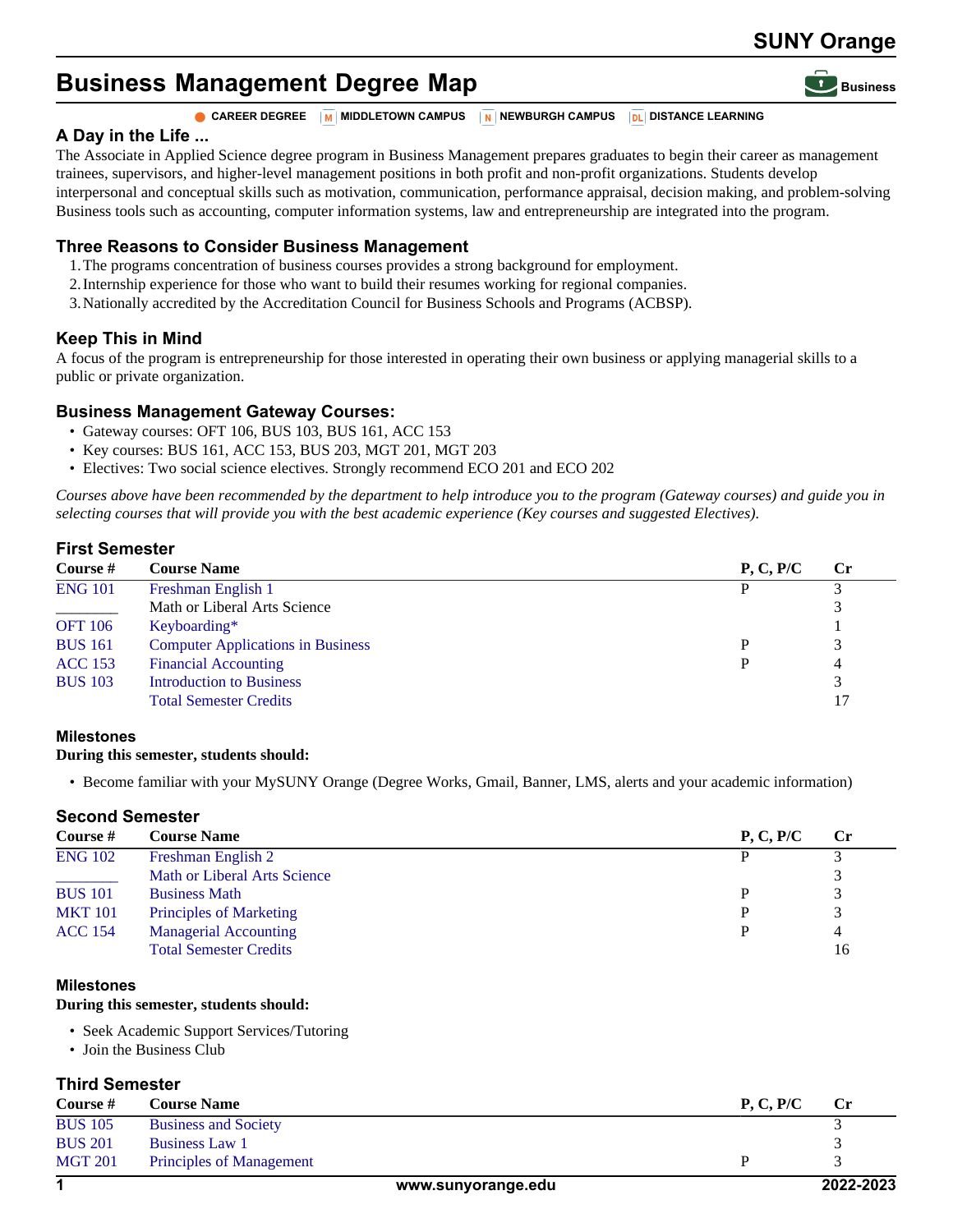# Business Management Degree Map

CAREER DEGREE | M MIDDLETOWN CAMPUS | N NEWBURGH CAMPUS | DL DISTANCE LEARNING

### A Day in the Life ...

The Associate in Applied Science degree program in Business Management prepares graduates to begin their career as management trainees, supervisors, and higher-level management positions in both profit and non-profit organizations. Students develop interpersonal and conceptual skills such as motivation, communication, performance appraisal, decision making, and problem-solving Business tools such as accounting, computer information systems, law and entrepreneurship are integrated into the program.

### Three Reasons to Consider Business Management

1. The programs concentration of business courses provides a strong background for employment.
2. Internship experience for those who want to build their resumes working for regional companies.
3. Nationally accredited by the Accreditation Council for Business Schools and Programs (ACBSP).

### Keep This in Mind

A focus of the program is entrepreneurship for those interested in operating their own business or applying managerial skills to a public or private organization.

### Business Management Gateway Courses:

- Gateway courses: OFT 106, BUS 103, BUS 161, ACC 153
- Key courses: BUS 161, ACC 153, BUS 203, MGT 201, MGT 203
- Electives: Two social science electives. Strongly recommend ECO 201 and ECO 202

*Courses above have been recommended by the department to help introduce you to the program (Gateway courses) and guide you in selecting courses that will provide you with the best academic experience (Key courses and suggested Electives).*

### First Semester

| Course # | Course Name | P, C, P/C | Cr |
|---|---|---|---|
| ENG 101 | Freshman English 1 | P | 3 |
| ________ | Math or Liberal Arts Science | | 3 |
| OFT 106 | Keyboarding* | | 1 |
| BUS 161 | Computer Applications in Business | P | 3 |
| ACC 153 | Financial Accounting | P | 4 |
| BUS 103 | Introduction to Business | | 3 |
| | Total Semester Credits | | 17 |

#### Milestones

**During this semester, students should:**

- Become familiar with your MySUNY Orange (Degree Works, Gmail, Banner, LMS, alerts and your academic information)

### Second Semester

| Course # | Course Name | P, C, P/C | Cr |
|---|---|---|---|
| ENG 102 | Freshman English 2 | P | 3 |
| ________ | Math or Liberal Arts Science | | 3 |
| BUS 101 | Business Math | P | 3 |
| MKT 101 | Principles of Marketing | P | 3 |
| ACC 154 | Managerial Accounting | P | 4 |
| | Total Semester Credits | | 16 |

#### Milestones

**During this semester, students should:**

- Seek Academic Support Services/Tutoring
- Join the Business Club

### Third Semester

| Course # | Course Name | P, C, P/C | Cr |
|---|---|---|---|
| BUS 105 | Business and Society | | 3 |
| BUS 201 | Business Law 1 | | 3 |
| MGT 201 | Principles of Management | P | 3 |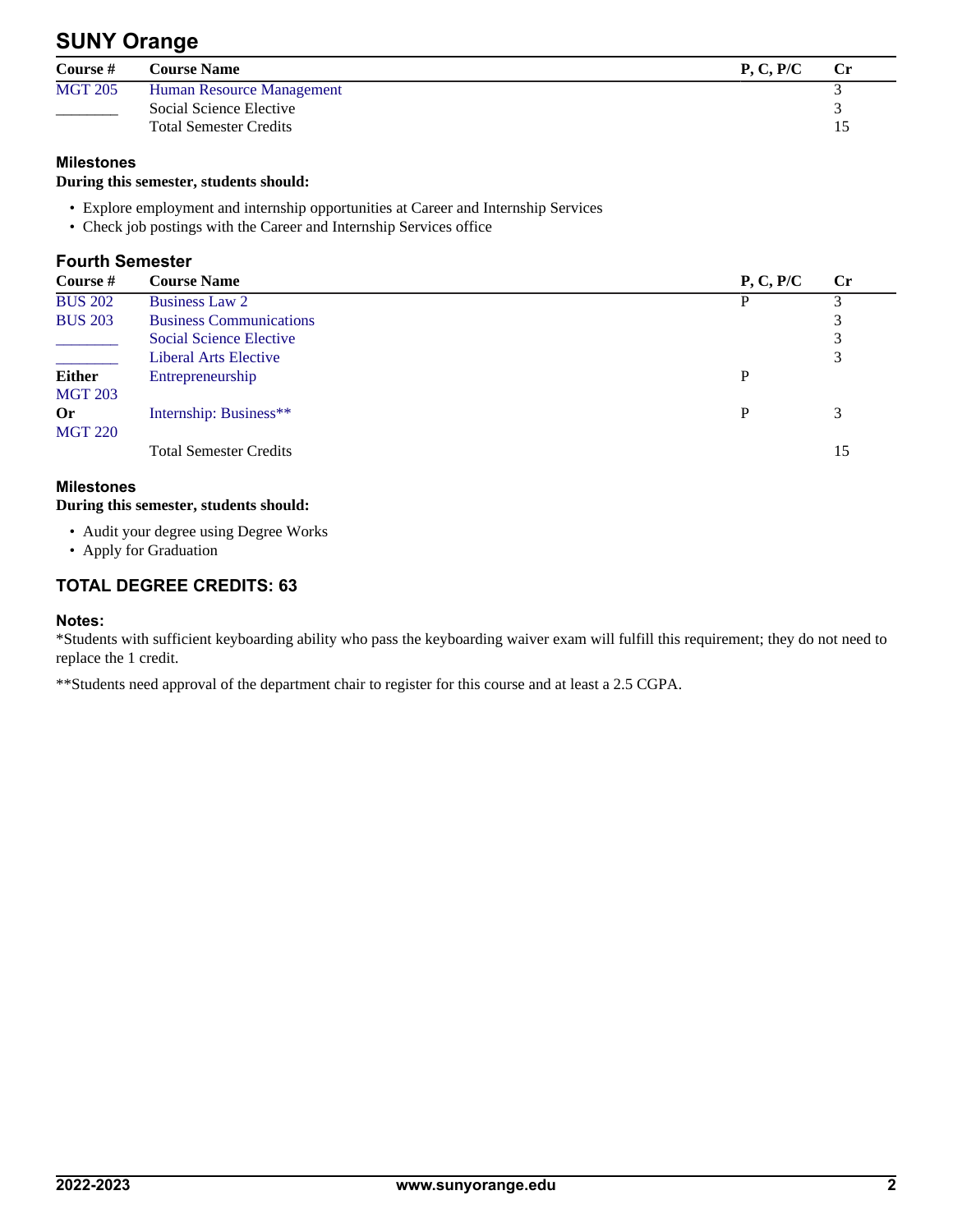## SUNY Orange

| Course # | Course Name | P, C, P/C | Cr |
|---|---|---|---|
| MGT 205 | Human Resource Management | | 3 |
| ________ | Social Science Elective | | 3 |
| | Total Semester Credits | | 15 |

### Milestones

**During this semester, students should:**

- Explore employment and internship opportunities at Career and Internship Services
- Check job postings with the Career and Internship Services office

### Fourth Semester

| Course # | Course Name | P, C, P/C | Cr |
|---|---|---|---|
| BUS 202 | Business Law 2 | P | 3 |
| BUS 203 | Business Communications | | 3 |
| ________ | Social Science Elective | | 3 |
| ________ | Liberal Arts Elective | | 3 |
| **Either** MGT 203 | Entrepreneurship | P | |
| **Or** MGT 220 | Internship: Business** | P | 3 |
| | Total Semester Credits | | 15 |

### Milestones

**During this semester, students should:**

- Audit your degree using Degree Works
- Apply for Graduation

### TOTAL DEGREE CREDITS: 63

### Notes:

*Students with sufficient keyboarding ability who pass the keyboarding waiver exam will fulfill this requirement; they do not need to replace the 1 credit.

**Students need approval of the department chair to register for this course and at least a 2.5 CGPA.